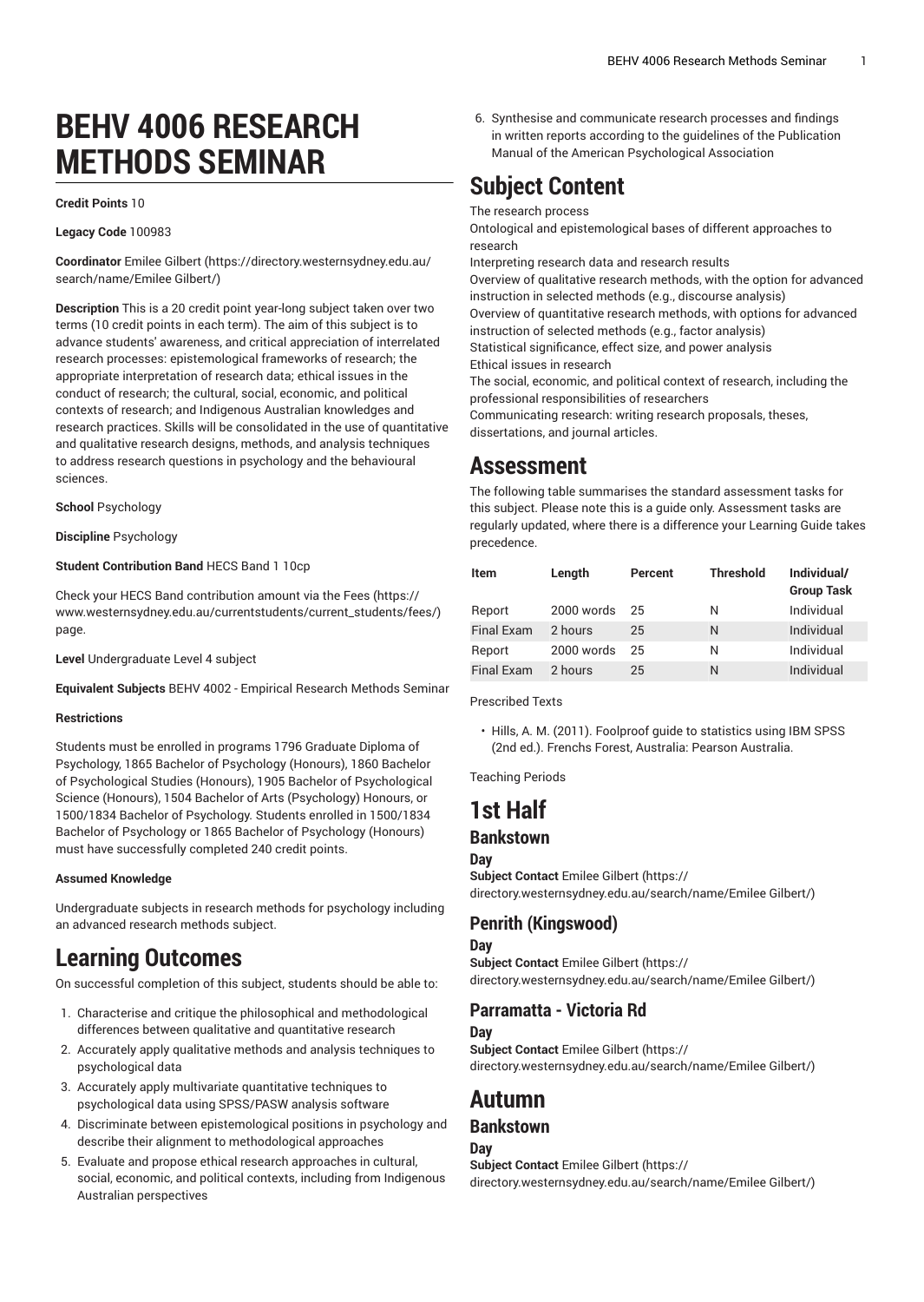# BEHV 4006 RESEARCH METHODS SEMINAR

**Credit Points** 10

**Legacy Code** 100983

**Coordinator** Emilee Gilbert (https://directory.westernsydney.edu.au/search/name/Emilee Gilbert/)

**Description** This is a 20 credit point year-long subject taken over two terms (10 credit points in each term). The aim of this subject is to advance students' awareness, and critical appreciation of interrelated research processes: epistemological frameworks of research; the appropriate interpretation of research data; ethical issues in the conduct of research; the cultural, social, economic, and political contexts of research; and Indigenous Australian knowledges and research practices. Skills will be consolidated in the use of quantitative and qualitative research designs, methods, and analysis techniques to address research questions in psychology and the behavioural sciences.

**School** Psychology

**Discipline** Psychology

**Student Contribution Band** HECS Band 1 10cp

Check your HECS Band contribution amount via the Fees (https://www.westernsydney.edu.au/currentstudents/current_students/fees/) page.

**Level** Undergraduate Level 4 subject

**Equivalent Subjects** BEHV 4002 - Empirical Research Methods Seminar

**Restrictions**

Students must be enrolled in programs 1796 Graduate Diploma of Psychology, 1865 Bachelor of Psychology (Honours), 1860 Bachelor of Psychological Studies (Honours), 1905 Bachelor of Psychological Science (Honours), 1504 Bachelor of Arts (Psychology) Honours, or 1500/1834 Bachelor of Psychology. Students enrolled in 1500/1834 Bachelor of Psychology or 1865 Bachelor of Psychology (Honours) must have successfully completed 240 credit points.

**Assumed Knowledge**

Undergraduate subjects in research methods for psychology including an advanced research methods subject.

# Learning Outcomes

On successful completion of this subject, students should be able to:

1. Characterise and critique the philosophical and methodological differences between qualitative and quantitative research
2. Accurately apply qualitative methods and analysis techniques to psychological data
3. Accurately apply multivariate quantitative techniques to psychological data using SPSS/PASW analysis software
4. Discriminate between epistemological positions in psychology and describe their alignment to methodological approaches
5. Evaluate and propose ethical research approaches in cultural, social, economic, and political contexts, including from Indigenous Australian perspectives
6. Synthesise and communicate research processes and findings in written reports according to the guidelines of the Publication Manual of the American Psychological Association

# Subject Content

The research process
Ontological and epistemological bases of different approaches to research
Interpreting research data and research results
Overview of qualitative research methods, with the option for advanced instruction in selected methods (e.g., discourse analysis)
Overview of quantitative research methods, with options for advanced instruction of selected methods (e.g., factor analysis)
Statistical significance, effect size, and power analysis
Ethical issues in research
The social, economic, and political context of research, including the professional responsibilities of researchers
Communicating research: writing research proposals, theses, dissertations, and journal articles.

# Assessment

The following table summarises the standard assessment tasks for this subject. Please note this is a guide only. Assessment tasks are regularly updated, where there is a difference your Learning Guide takes precedence.

| Item | Length | Percent | Threshold | Individual/ Group Task |
| --- | --- | --- | --- | --- |
| Report | 2000 words | 25 | N | Individual |
| Final Exam | 2 hours | 25 | N | Individual |
| Report | 2000 words | 25 | N | Individual |
| Final Exam | 2 hours | 25 | N | Individual |

Prescribed Texts

- Hills, A. M. (2011). Foolproof guide to statistics using IBM SPSS (2nd ed.). Frenchs Forest, Australia: Pearson Australia.

Teaching Periods

# 1st Half

## Bankstown

### Day

**Subject Contact** Emilee Gilbert (https://directory.westernsydney.edu.au/search/name/Emilee Gilbert/)

## Penrith (Kingswood)

### Day

**Subject Contact** Emilee Gilbert (https://directory.westernsydney.edu.au/search/name/Emilee Gilbert/)

## Parramatta - Victoria Rd

### Day

**Subject Contact** Emilee Gilbert (https://directory.westernsydney.edu.au/search/name/Emilee Gilbert/)

# Autumn

## Bankstown

### Day

**Subject Contact** Emilee Gilbert (https://directory.westernsydney.edu.au/search/name/Emilee Gilbert/)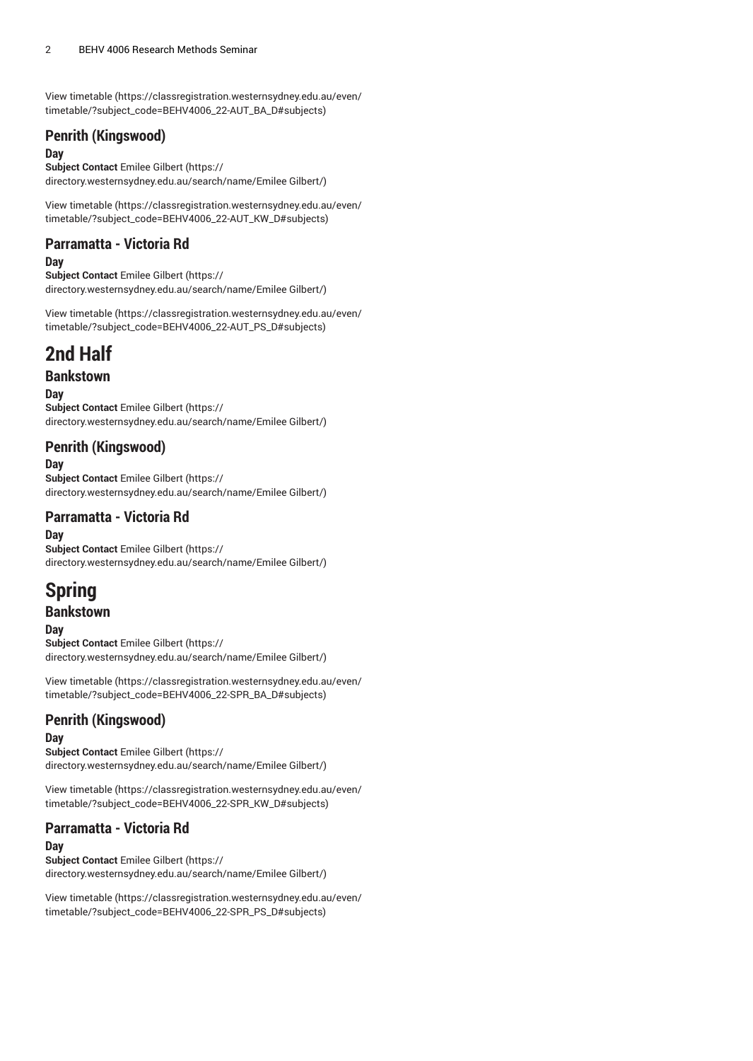View timetable (https://classregistration.westernsydney.edu.au/even/timetable/?subject_code=BEHV4006_22-AUT_BA_D#subjects)

### Penrith (Kingswood)

**Day**

**Subject Contact** Emilee Gilbert (https://directory.westernsydney.edu.au/search/name/Emilee Gilbert/)

View timetable (https://classregistration.westernsydney.edu.au/even/timetable/?subject_code=BEHV4006_22-AUT_KW_D#subjects)

### Parramatta - Victoria Rd

**Day**

**Subject Contact** Emilee Gilbert (https://directory.westernsydney.edu.au/search/name/Emilee Gilbert/)

View timetable (https://classregistration.westernsydney.edu.au/even/timetable/?subject_code=BEHV4006_22-AUT_PS_D#subjects)

## 2nd Half

### Bankstown

**Day**

**Subject Contact** Emilee Gilbert (https://directory.westernsydney.edu.au/search/name/Emilee Gilbert/)

### Penrith (Kingswood)

**Day**

**Subject Contact** Emilee Gilbert (https://directory.westernsydney.edu.au/search/name/Emilee Gilbert/)

### Parramatta - Victoria Rd

**Day**

**Subject Contact** Emilee Gilbert (https://directory.westernsydney.edu.au/search/name/Emilee Gilbert/)

## Spring

### Bankstown

**Day**

**Subject Contact** Emilee Gilbert (https://directory.westernsydney.edu.au/search/name/Emilee Gilbert/)

View timetable (https://classregistration.westernsydney.edu.au/even/timetable/?subject_code=BEHV4006_22-SPR_BA_D#subjects)

### Penrith (Kingswood)

**Day**

**Subject Contact** Emilee Gilbert (https://directory.westernsydney.edu.au/search/name/Emilee Gilbert/)

View timetable (https://classregistration.westernsydney.edu.au/even/timetable/?subject_code=BEHV4006_22-SPR_KW_D#subjects)

### Parramatta - Victoria Rd

**Day**

**Subject Contact** Emilee Gilbert (https://directory.westernsydney.edu.au/search/name/Emilee Gilbert/)

View timetable (https://classregistration.westernsydney.edu.au/even/timetable/?subject_code=BEHV4006_22-SPR_PS_D#subjects)